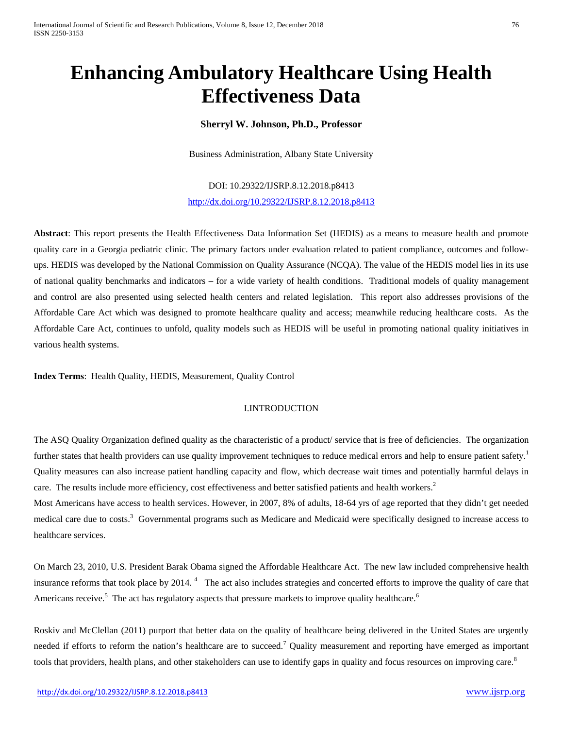# Enhancing Ambulatory Healthcare Using Health Effectiveness Data

**Sherryl W. Johnson, Ph.D., Professor**

Business Administration, Albany State University

DOI: 10.29322/IJSRP.8.12.2018.p8413
http://dx.doi.org/10.29322/IJSRP.8.12.2018.p8413

**Abstract**: This report presents the Health Effectiveness Data Information Set (HEDIS) as a means to measure health and promote quality care in a Georgia pediatric clinic. The primary factors under evaluation related to patient compliance, outcomes and follow-ups. HEDIS was developed by the National Commission on Quality Assurance (NCQA). The value of the HEDIS model lies in its use of national quality benchmarks and indicators – for a wide variety of health conditions. Traditional models of quality management and control are also presented using selected health centers and related legislation. This report also addresses provisions of the Affordable Care Act which was designed to promote healthcare quality and access; meanwhile reducing healthcare costs. As the Affordable Care Act, continues to unfold, quality models such as HEDIS will be useful in promoting national quality initiatives in various health systems.

**Index Terms**: Health Quality, HEDIS, Measurement, Quality Control

## I.INTRODUCTION

The ASQ Quality Organization defined quality as the characteristic of a product/ service that is free of deficiencies. The organization further states that health providers can use quality improvement techniques to reduce medical errors and help to ensure patient safety.[1] Quality measures can also increase patient handling capacity and flow, which decrease wait times and potentially harmful delays in care. The results include more efficiency, cost effectiveness and better satisfied patients and health workers.[2]

Most Americans have access to health services. However, in 2007, 8% of adults, 18-64 yrs of age reported that they didn't get needed medical care due to costs.[3] Governmental programs such as Medicare and Medicaid were specifically designed to increase access to healthcare services.

On March 23, 2010, U.S. President Barak Obama signed the Affordable Healthcare Act. The new law included comprehensive health insurance reforms that took place by 2014. [4] The act also includes strategies and concerted efforts to improve the quality of care that Americans receive.[5] The act has regulatory aspects that pressure markets to improve quality healthcare.[6]

Roskiv and McClellan (2011) purport that better data on the quality of healthcare being delivered in the United States are urgently needed if efforts to reform the nation's healthcare are to succeed.[7] Quality measurement and reporting have emerged as important tools that providers, health plans, and other stakeholders can use to identify gaps in quality and focus resources on improving care.[8]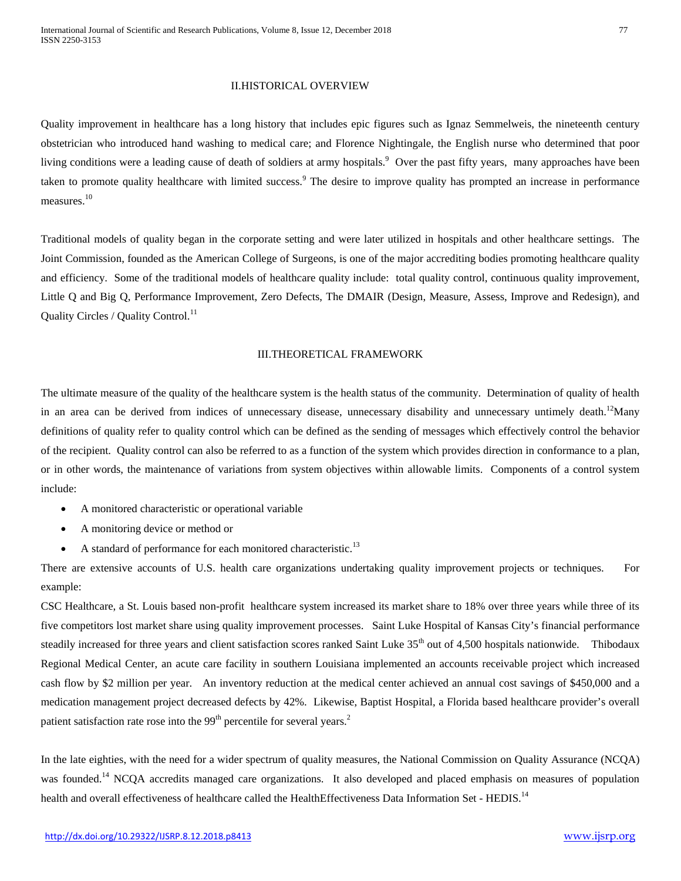## II.HISTORICAL OVERVIEW

Quality improvement in healthcare has a long history that includes epic figures such as Ignaz Semmelweis, the nineteenth century obstetrician who introduced hand washing to medical care; and Florence Nightingale, the English nurse who determined that poor living conditions were a leading cause of death of soldiers at army hospitals.[9] Over the past fifty years, many approaches have been taken to promote quality healthcare with limited success.[9] The desire to improve quality has prompted an increase in performance measures.[10]

Traditional models of quality began in the corporate setting and were later utilized in hospitals and other healthcare settings. The Joint Commission, founded as the American College of Surgeons, is one of the major accrediting bodies promoting healthcare quality and efficiency. Some of the traditional models of healthcare quality include: total quality control, continuous quality improvement, Little Q and Big Q, Performance Improvement, Zero Defects, The DMAIR (Design, Measure, Assess, Improve and Redesign), and Quality Circles / Quality Control.[11]

## III.THEORETICAL FRAMEWORK

The ultimate measure of the quality of the healthcare system is the health status of the community. Determination of quality of health in an area can be derived from indices of unnecessary disease, unnecessary disability and unnecessary untimely death.[12]Many definitions of quality refer to quality control which can be defined as the sending of messages which effectively control the behavior of the recipient. Quality control can also be referred to as a function of the system which provides direction in conformance to a plan, or in other words, the maintenance of variations from system objectives within allowable limits. Components of a control system include:

- A monitored characteristic or operational variable
- A monitoring device or method or
- A standard of performance for each monitored characteristic.[13]

There are extensive accounts of U.S. health care organizations undertaking quality improvement projects or techniques. For example:

CSC Healthcare, a St. Louis based non-profit healthcare system increased its market share to 18% over three years while three of its five competitors lost market share using quality improvement processes. Saint Luke Hospital of Kansas City's financial performance steadily increased for three years and client satisfaction scores ranked Saint Luke 35th out of 4,500 hospitals nationwide. Thibodaux Regional Medical Center, an acute care facility in southern Louisiana implemented an accounts receivable project which increased cash flow by $2 million per year. An inventory reduction at the medical center achieved an annual cost savings of $450,000 and a medication management project decreased defects by 42%. Likewise, Baptist Hospital, a Florida based healthcare provider's overall patient satisfaction rate rose into the 99th percentile for several years.[2]

In the late eighties, with the need for a wider spectrum of quality measures, the National Commission on Quality Assurance (NCQA) was founded.[14] NCQA accredits managed care organizations. It also developed and placed emphasis on measures of population health and overall effectiveness of healthcare called the HealthEffectiveness Data Information Set - HEDIS.[14]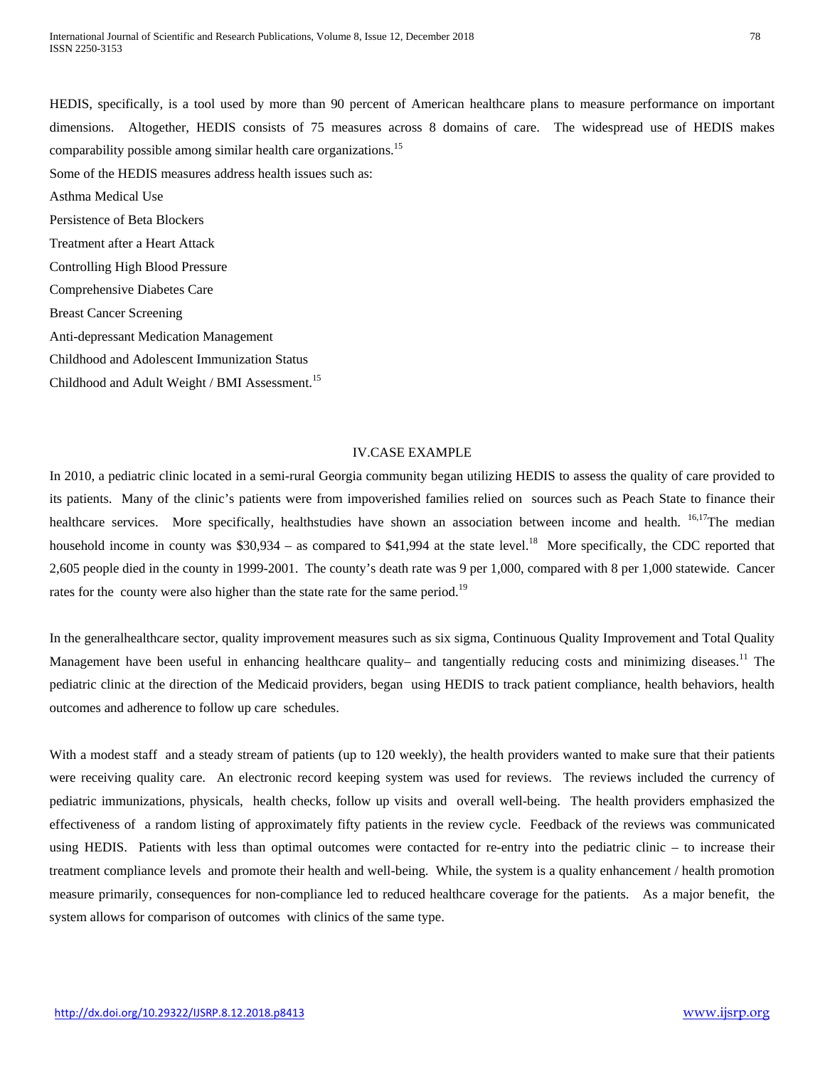HEDIS, specifically, is a tool used by more than 90 percent of American healthcare plans to measure performance on important dimensions. Altogether, HEDIS consists of 75 measures across 8 domains of care. The widespread use of HEDIS makes comparability possible among similar health care organizations.[15]

Some of the HEDIS measures address health issues such as:

Asthma Medical Use

Persistence of Beta Blockers

Treatment after a Heart Attack

Controlling High Blood Pressure

Comprehensive Diabetes Care

Breast Cancer Screening

Anti-depressant Medication Management

Childhood and Adolescent Immunization Status

Childhood and Adult Weight / BMI Assessment.[15]

## IV.CASE EXAMPLE

In 2010, a pediatric clinic located in a semi-rural Georgia community began utilizing HEDIS to assess the quality of care provided to its patients. Many of the clinic's patients were from impoverished families relied on sources such as Peach State to finance their healthcare services. More specifically, healthstudies have shown an association between income and health. [16,17]The median household income in county was $30,934 – as compared to $41,994 at the state level.[18] More specifically, the CDC reported that 2,605 people died in the county in 1999-2001. The county's death rate was 9 per 1,000, compared with 8 per 1,000 statewide. Cancer rates for the county were also higher than the state rate for the same period.[19]

In the generalhealthcare sector, quality improvement measures such as six sigma, Continuous Quality Improvement and Total Quality Management have been useful in enhancing healthcare quality– and tangentially reducing costs and minimizing diseases.[11] The pediatric clinic at the direction of the Medicaid providers, began using HEDIS to track patient compliance, health behaviors, health outcomes and adherence to follow up care schedules.

With a modest staff and a steady stream of patients (up to 120 weekly), the health providers wanted to make sure that their patients were receiving quality care. An electronic record keeping system was used for reviews. The reviews included the currency of pediatric immunizations, physicals, health checks, follow up visits and overall well-being. The health providers emphasized the effectiveness of a random listing of approximately fifty patients in the review cycle. Feedback of the reviews was communicated using HEDIS. Patients with less than optimal outcomes were contacted for re-entry into the pediatric clinic – to increase their treatment compliance levels and promote their health and well-being. While, the system is a quality enhancement / health promotion measure primarily, consequences for non-compliance led to reduced healthcare coverage for the patients. As a major benefit, the system allows for comparison of outcomes with clinics of the same type.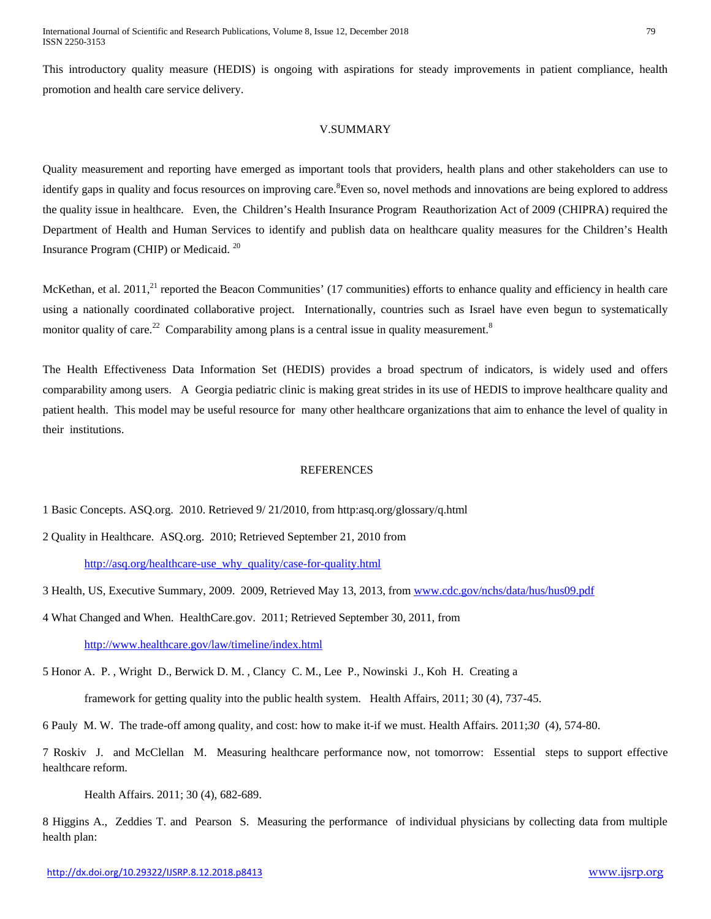This introductory quality measure (HEDIS) is ongoing with aspirations for steady improvements in patient compliance, health promotion and health care service delivery.

## V.SUMMARY

Quality measurement and reporting have emerged as important tools that providers, health plans and other stakeholders can use to identify gaps in quality and focus resources on improving care.[8]Even so, novel methods and innovations are being explored to address the quality issue in healthcare. Even, the Children's Health Insurance Program Reauthorization Act of 2009 (CHIPRA) required the Department of Health and Human Services to identify and publish data on healthcare quality measures for the Children's Health Insurance Program (CHIP) or Medicaid. [20]

McKethan, et al. 2011,[21] reported the Beacon Communities' (17 communities) efforts to enhance quality and efficiency in health care using a nationally coordinated collaborative project. Internationally, countries such as Israel have even begun to systematically monitor quality of care.[22] Comparability among plans is a central issue in quality measurement.[8]

The Health Effectiveness Data Information Set (HEDIS) provides a broad spectrum of indicators, is widely used and offers comparability among users. A Georgia pediatric clinic is making great strides in its use of HEDIS to improve healthcare quality and patient health. This model may be useful resource for many other healthcare organizations that aim to enhance the level of quality in their institutions.

## REFERENCES

1 Basic Concepts. ASQ.org. 2010. Retrieved 9/ 21/2010, from http:asq.org/glossary/q.html

2 Quality in Healthcare. ASQ.org. 2010; Retrieved September 21, 2010 from

http://asq.org/healthcare-use_why_quality/case-for-quality.html

3 Health, US, Executive Summary, 2009. 2009, Retrieved May 13, 2013, from www.cdc.gov/nchs/data/hus/hus09.pdf

4 What Changed and When. HealthCare.gov. 2011; Retrieved September 30, 2011, from

http://www.healthcare.gov/law/timeline/index.html

5 Honor A. P. , Wright D., Berwick D. M. , Clancy C. M., Lee P., Nowinski J., Koh H. Creating a

framework for getting quality into the public health system. Health Affairs, 2011; 30 (4), 737-45.

6 Pauly M. W. The trade-off among quality, and cost: how to make it-if we must. Health Affairs. 2011;*30* (4), 574-80.

7 Roskiv J. and McClellan M. Measuring healthcare performance now, not tomorrow: Essential steps to support effective healthcare reform.

Health Affairs. 2011; 30 (4), 682-689.

8 Higgins A., Zeddies T. and Pearson S. Measuring the performance of individual physicians by collecting data from multiple health plan: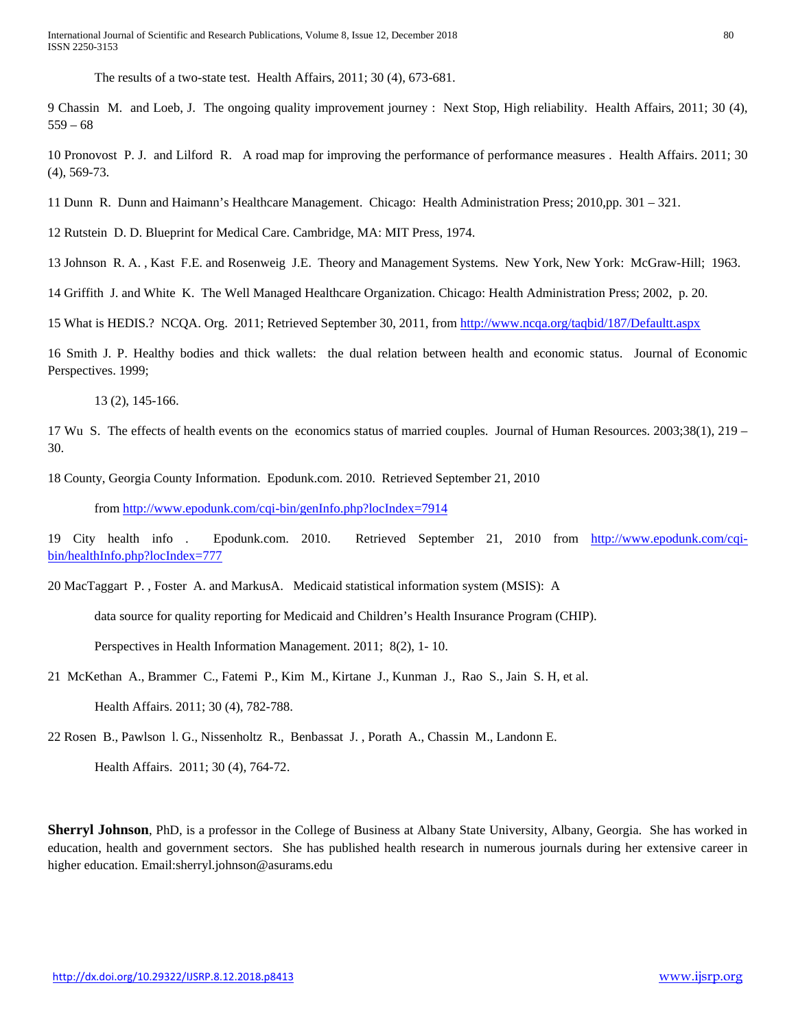The results of a two-state test. Health Affairs, 2011; 30 (4), 673-681.

9 Chassin M. and Loeb, J. The ongoing quality improvement journey : Next Stop, High reliability. Health Affairs, 2011; 30 (4), 559 – 68

10 Pronovost P. J. and Lilford R. A road map for improving the performance of performance measures . Health Affairs. 2011; 30 (4), 569-73.

11 Dunn R. Dunn and Haimann's Healthcare Management. Chicago: Health Administration Press; 2010,pp. 301 – 321.

12 Rutstein D. D. Blueprint for Medical Care. Cambridge, MA: MIT Press, 1974.

13 Johnson R. A. , Kast F.E. and Rosenweig J.E. Theory and Management Systems. New York, New York: McGraw-Hill; 1963.

14 Griffith J. and White K. The Well Managed Healthcare Organization. Chicago: Health Administration Press; 2002, p. 20.

15 What is HEDIS.? NCQA. Org. 2011; Retrieved September 30, 2011, from http://www.ncqa.org/taqbid/187/Defaultt.aspx

16 Smith J. P. Healthy bodies and thick wallets: the dual relation between health and economic status. Journal of Economic Perspectives. 1999;

13 (2), 145-166.

17 Wu S. The effects of health events on the economics status of married couples. Journal of Human Resources. 2003;38(1), 219 – 30.

18 County, Georgia County Information. Epodunk.com. 2010. Retrieved September 21, 2010

from http://www.epodunk.com/cqi-bin/genInfo.php?locIndex=7914

19 City health info . Epodunk.com. 2010. Retrieved September 21, 2010 from http://www.epodunk.com/cqi-bin/healthInfo.php?locIndex=777

20 MacTaggart P. , Foster A. and MarkusA. Medicaid statistical information system (MSIS): A

data source for quality reporting for Medicaid and Children's Health Insurance Program (CHIP).

Perspectives in Health Information Management. 2011; 8(2), 1- 10.

21 McKethan A., Brammer C., Fatemi P., Kim M., Kirtane J., Kunman J., Rao S., Jain S. H, et al.

Health Affairs. 2011; 30 (4), 782-788.

22 Rosen B., Pawlson l. G., Nissenholtz R., Benbassat J. , Porath A., Chassin M., Landonn E.

Health Affairs. 2011; 30 (4), 764-72.

**Sherryl Johnson**, PhD, is a professor in the College of Business at Albany State University, Albany, Georgia. She has worked in education, health and government sectors. She has published health research in numerous journals during her extensive career in higher education. Email:sherryl.johnson@asurams.edu